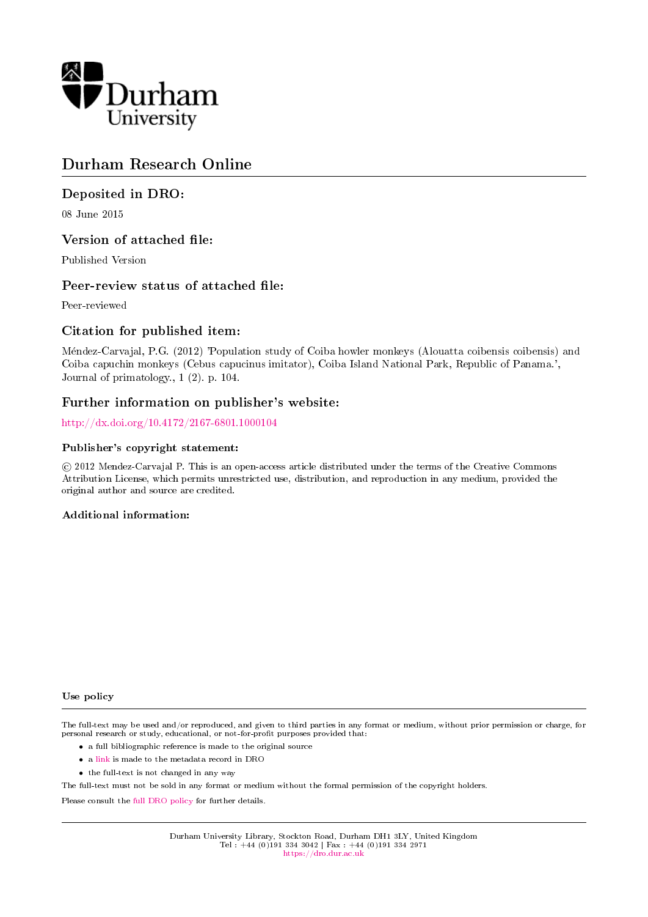Durham University

# Durham Research Online

## Deposited in DRO:

08 June 2015

## Version of attached file:

Published Version

## Peer-review status of attached file:

Peer-reviewed

## Citation for published item:

Méndez-Carvajal, P.G. (2012) 'Population study of Coiba howler monkeys (Alouatta coibensis coibensis) and Coiba capuchin monkeys (Cebus capucinus imitator), Coiba Island National Park, Republic of Panama.', Journal of primatology., 1 (2). p. 104.

## Further information on publisher's website:

http://dx.doi.org/10.4172/2167-6801.1000104

### Publisher's copyright statement:

© 2012 Mendez-Carvajal P. This is an open-access article distributed under the terms of the Creative Commons Attribution License, which permits unrestricted use, distribution, and reproduction in any medium, provided the original author and source are credited.

### Additional information:

### Use policy

The full-text may be used and/or reproduced, and given to third parties in any format or medium, without prior permission or charge, for personal research or study, educational, or not-for-profit purposes provided that:

- a full bibliographic reference is made to the original source
- a link is made to the metadata record in DRO
- the full-text is not changed in any way

The full-text must not be sold in any format or medium without the formal permission of the copyright holders.

Please consult the full DRO policy for further details.

Durham University Library, Stockton Road, Durham DH1 3LY, United Kingdom
Tel : +44 (0)191 334 3042 | Fax : +44 (0)191 334 2971
https://dro.dur.ac.uk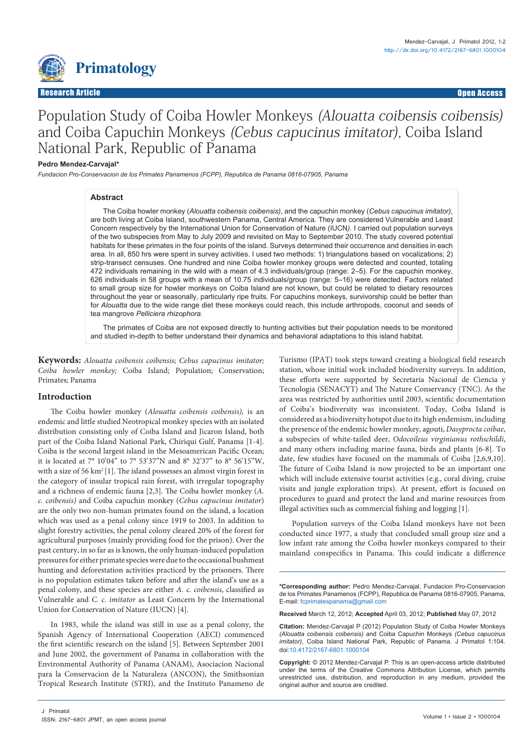# Population Study of Coiba Howler Monkeys *(Alouatta coibensis coibensis)* and Coiba Capuchin Monkeys *(Cebus capucinus imitator)*, Coiba Island National Park, Republic of Panama

**Pedro Mendez-Carvajal***

*Fundacion Pro-Conservacion de los Primates Panamenos (FCPP), Republica de Panama 0816-07905, Panama*

## Abstract

The Coiba howler monkey (*Alouatta coibensis coibensis)*, and the capuchin monkey (*Cebus capucinus imitator)*, are both living at Coiba Island, southwestern Panama, Central America. They are considered Vulnerable and Least Concern respectively by the International Union for Conservation of Nature (IUCN*)*. I carried out population surveys of the two subspecies from May to July 2009 and revisited on May to September 2010. The study covered potential habitats for these primates in the four points of the island. Surveys determined their occurrence and densities in each area. In all, 850 hrs were spent in survey activities. I used two methods: 1) triangulations based on vocalizations; 2) strip-transect censuses. One hundred and nine Coiba howler monkey groups were detected and counted, totaling 472 individuals remaining in the wild with a mean of 4.3 individuals/group (range: 2–5). For the capuchin monkey, 626 individuals in 58 groups with a mean of 10.75 individuals/group (range: 5–16) were detected. Factors related to small group size for howler monkeys on Coiba Island are not known, but could be related to dietary resources throughout the year or seasonally, particularly ripe fruits. For capuchins monkeys, survivorship could be better than for *Alouatta* due to the wide range diet these monkeys could reach, this include arthropods, coconut and seeds of tea mangrove *Pelliciera rhizophora.*

The primates of Coiba are not exposed directly to hunting activities but their population needs to be monitored and studied in-depth to better understand their dynamics and behavioral adaptations to this island habitat.

**Keywords:** *Alouatta coibensis coibensis*; *Cebus capucinus imitator; Coiba howler monkey;* Coiba Island; Population; Conservation; Primates; Panama

## Introduction

The Coiba howler monkey (*Alouatta coibensis coibensis),* is an endemic and little studied Neotropical monkey species with an isolated distribution consisting only of Coiba Island and Jicaron Island, both part of the Coiba Island National Park, Chiriqui Gulf, Panama [1-4]. Coiba is the second largest island in the Mesoamerican Pacific Ocean; it is located at 7° 10'04" to 7° 53'37"N and 8° 32'37" to 8° 56'15"W, with a size of 56 km$^2$ [1]. The island possesses an almost virgin forest in the category of insular tropical rain forest, with irregular topography and a richness of endemic fauna [2,3]. The Coiba howler monkey (*A. c. coibensis*) and Coiba capuchin monkey (*Cebus capucinus imitator*) are the only two non-human primates found on the island, a location which was used as a penal colony since 1919 to 2003. In addition to slight forestry activities, the penal colony cleared 20% of the forest for agricultural purposes (mainly providing food for the prison). Over the past century, in so far as is known, the only human-induced population pressures for either primate species were due to the occasional bushmeat hunting and deforestation activities practiced by the prisoners. There is no population estimates taken before and after the island's use as a penal colony, and these species are either *A. c. coibensis*, classified as Vulnerable and *C. c. imitator* as Least Concern by the International Union for Conservation of Nature (IUCN) [4].

In 1983, while the island was still in use as a penal colony, the Spanish Agency of International Cooperation (AECI) commenced the first scientific research on the island [5]. Between September 2001 and June 2002, the government of Panama in collaboration with the Environmental Authority of Panama (ANAM), Asociacion Nacional para la Conservacion de la Naturaleza (ANCON), the Smithsonian Tropical Research Institute (STRI), and the Instituto Panameno de Turismo (IPAT) took steps toward creating a biological field research station, whose initial work included biodiversity surveys. In addition, these efforts were supported by Secretaria Nacional de Ciencia y Tecnologia (SENACYT) and The Nature Conservancy (TNC). As the area was restricted by authorities until 2003, scientific documentation of Coiba's biodiversity was inconsistent. Today, Coiba Island is considered as a biodiversity hotspot due to its high endemism, including the presence of the endemic howler monkey, agouti, *Dasyprocta coibae*, a subspecies of white-tailed deer, *Odocoileus virginianus rothschildi*, and many others including marine fauna, birds and plants [6-8]. To date, few studies have focused on the mammals of Coiba [2,6,9,10]. The future of Coiba Island is now projected to be an important one which will include extensive tourist activities (e.g., coral diving, cruise visits and jungle exploration trips). At present, effort is focused on procedures to guard and protect the land and marine resources from illegal activities such as commercial fishing and logging [1].

Population surveys of the Coiba Island monkeys have not been conducted since 1977, a study that concluded small group size and a low infant rate among the Coiba howler monkeys compared to their mainland conspecifics in Panama. This could indicate a difference

**\*Corresponding author:** Pedro Mendez-Carvajal, Fundacion Pro-Conservacion de los Primates Panamenos (FCPP), Republica de Panama 0816-07905, Panama, E-mail: fcprimatespanama@gmail.com

**Received** March 12, 2012; **Accepted** April 03, 2012; **Published** May 07, 2012

**Citation:** Mendez-Carvajal P (2012) Population Study of Coiba Howler Monkeys *(Alouatta coibensis coibensis)* and Coiba Capuchin Monkeys *(Cebus capucinus imitator)*, Coiba Island National Park, Republic of Panama. J Primatol 1:104. doi:10.4172/2167-6801.1000104

**Copyright:** © 2012 Mendez-Carvajal P. This is an open-access article distributed under the terms of the Creative Commons Attribution License, which permits unrestricted use, distribution, and reproduction in any medium, provided the original author and source are credited.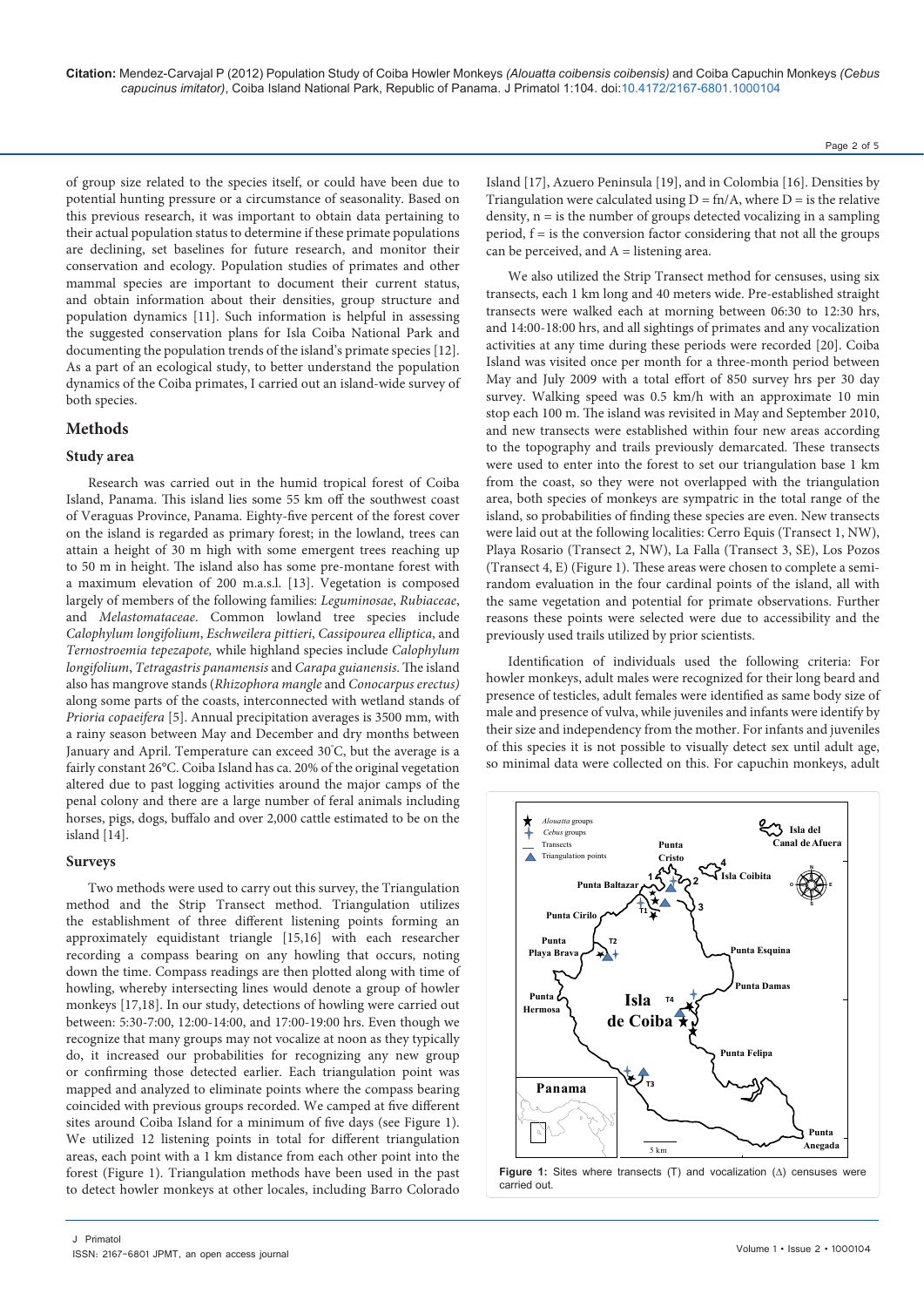of group size related to the species itself, or could have been due to potential hunting pressure or a circumstance of seasonality. Based on this previous research, it was important to obtain data pertaining to their actual population status to determine if these primate populations are declining, set baselines for future research, and monitor their conservation and ecology. Population studies of primates and other mammal species are important to document their current status, and obtain information about their densities, group structure and population dynamics [11]. Such information is helpful in assessing the suggested conservation plans for Isla Coiba National Park and documenting the population trends of the island's primate species [12]. As a part of an ecological study, to better understand the population dynamics of the Coiba primates, I carried out an island-wide survey of both species.

## Methods

### Study area

Research was carried out in the humid tropical forest of Coiba Island, Panama. This island lies some 55 km off the southwest coast of Veraguas Province, Panama. Eighty-five percent of the forest cover on the island is regarded as primary forest; in the lowland, trees can attain a height of 30 m high with some emergent trees reaching up to 50 m in height. The island also has some pre-montane forest with a maximum elevation of 200 m.a.s.l. [13]. Vegetation is composed largely of members of the following families: *Leguminosae*, *Rubiaceae*, and *Melastomataceae*. Common lowland tree species include *Calophylum longifolium*, *Eschweilera pittieri*, *Cassipourea elliptica*, and *Ternostroemia tepezapote,* while highland species include *Calophylum longifolium*, *Tetragastris panamensis* and *Carapa guianensis*. The island also has mangrove stands (*Rhizophora mangle* and *Conocarpus erectus)* along some parts of the coasts, interconnected with wetland stands of *Prioria copaeifera* [5]. Annual precipitation averages is 3500 mm, with a rainy season between May and December and dry months between January and April. Temperature can exceed 30°C, but the average is a fairly constant 26°C. Coiba Island has ca. 20% of the original vegetation altered due to past logging activities around the major camps of the penal colony and there are a large number of feral animals including horses, pigs, dogs, buffalo and over 2,000 cattle estimated to be on the island [14].

### Surveys

Two methods were used to carry out this survey, the Triangulation method and the Strip Transect method. Triangulation utilizes the establishment of three different listening points forming an approximately equidistant triangle [15,16] with each researcher recording a compass bearing on any howling that occurs, noting down the time. Compass readings are then plotted along with time of howling, whereby intersecting lines would denote a group of howler monkeys [17,18]. In our study, detections of howling were carried out between: 5:30-7:00, 12:00-14:00, and 17:00-19:00 hrs. Even though we recognize that many groups may not vocalize at noon as they typically do, it increased our probabilities for recognizing any new group or confirming those detected earlier. Each triangulation point was mapped and analyzed to eliminate points where the compass bearing coincided with previous groups recorded. We camped at five different sites around Coiba Island for a minimum of five days (see Figure 1). We utilized 12 listening points in total for different triangulation areas, each point with a 1 km distance from each other point into the forest (Figure 1). Triangulation methods have been used in the past to detect howler monkeys at other locales, including Barro Colorado Island [17], Azuero Peninsula [19], and in Colombia [16]. Densities by Triangulation were calculated using $D = fn/A$, where $D$ = is the relative density, $n$ = is the number of groups detected vocalizing in a sampling period, $f$ = is the conversion factor considering that not all the groups can be perceived, and $A$ = listening area.

We also utilized the Strip Transect method for censuses, using six transects, each 1 km long and 40 meters wide. Pre-established straight transects were walked each at morning between 06:30 to 12:30 hrs, and 14:00-18:00 hrs, and all sightings of primates and any vocalization activities at any time during these periods were recorded [20]. Coiba Island was visited once per month for a three-month period between May and July 2009 with a total effort of 850 survey hrs per 30 day survey. Walking speed was 0.5 km/h with an approximate 10 min stop each 100 m. The island was revisited in May and September 2010, and new transects were established within four new areas according to the topography and trails previously demarcated. These transects were used to enter into the forest to set our triangulation base 1 km from the coast, so they were not overlapped with the triangulation area, both species of monkeys are sympatric in the total range of the island, so probabilities of finding these species are even. New transects were laid out at the following localities: Cerro Equis (Transect 1, NW), Playa Rosario (Transect 2, NW), La Falla (Transect 3, SE), Los Pozos (Transect 4, E) (Figure 1). These areas were chosen to complete a semi-random evaluation in the four cardinal points of the island, all with the same vegetation and potential for primate observations. Further reasons these points were selected were due to accessibility and the previously used trails utilized by prior scientists.

Identification of individuals used the following criteria: For howler monkeys, adult males were recognized for their long beard and presence of testicles, adult females were identified as same body size of male and presence of vulva, while juveniles and infants were identify by their size and independency from the mother. For infants and juveniles of this species it is not possible to visually detect sex until adult age, so minimal data were collected on this. For capuchin monkeys, adult

**Figure 1:** Sites where transects (T) and vocalization (Δ) censuses were carried out.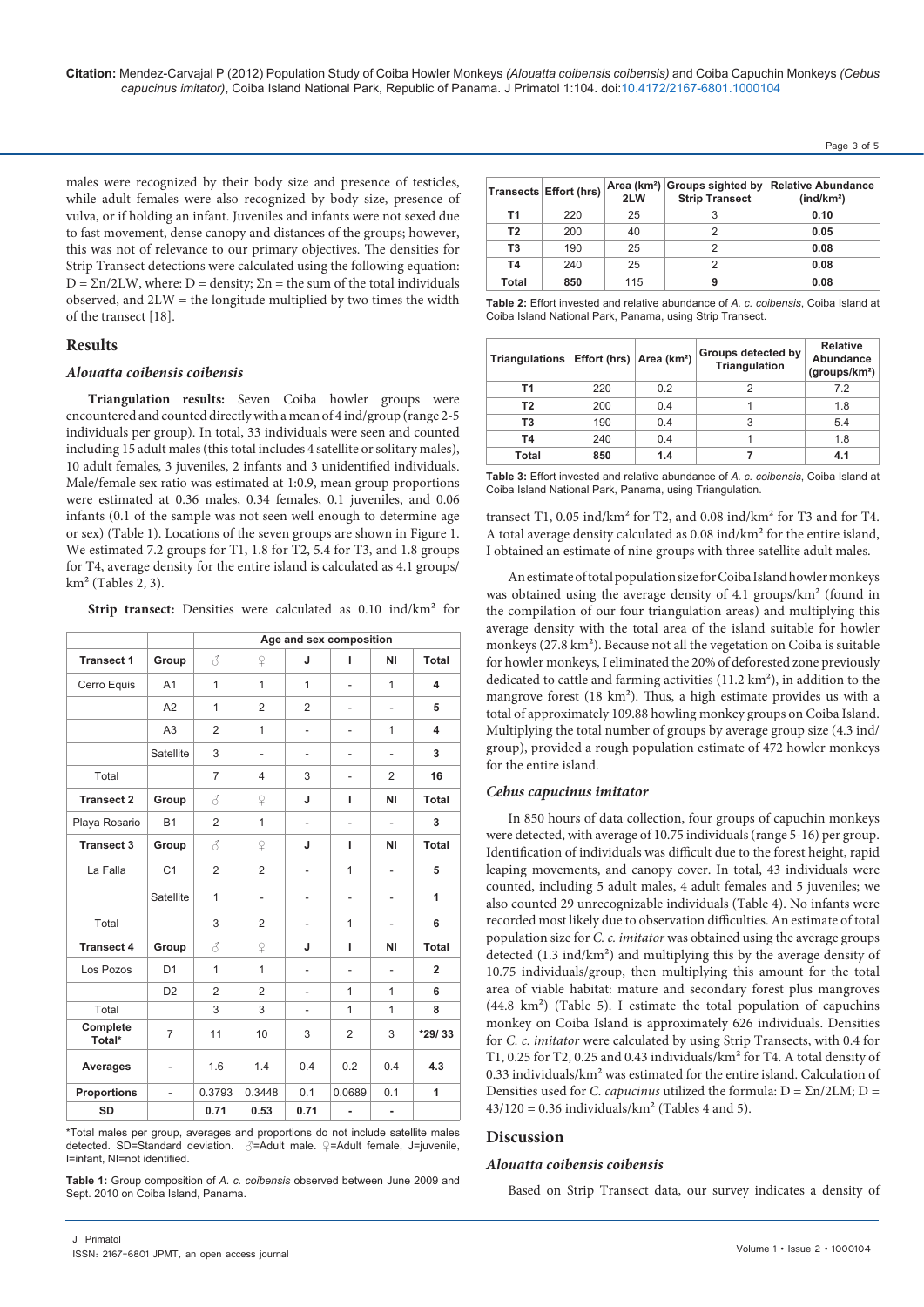males were recognized by their body size and presence of testicles, while adult females were also recognized by body size, presence of vulva, or if holding an infant. Juveniles and infants were not sexed due to fast movement, dense canopy and distances of the groups; however, this was not of relevance to our primary objectives. The densities for Strip Transect detections were calculated using the following equation: $D = \Sigma n/2LW$, where: D = density; Σn = the sum of the total individuals observed, and 2LW = the longitude multiplied by two times the width of the transect [18].

## Results

### *Alouatta coibensis coibensis*

**Triangulation results:** Seven Coiba howler groups were encountered and counted directly with a mean of 4 ind/group (range 2-5 individuals per group). In total, 33 individuals were seen and counted including 15 adult males (this total includes 4 satellite or solitary males), 10 adult females, 3 juveniles, 2 infants and 3 unidentified individuals. Male/female sex ratio was estimated at 1:0.9, mean group proportions were estimated at 0.36 males, 0.34 females, 0.1 juveniles, and 0.06 infants (0.1 of the sample was not seen well enough to determine age or sex) (Table 1). Locations of the seven groups are shown in Figure 1. We estimated 7.2 groups for T1, 1.8 for T2, 5.4 for T3, and 1.8 groups for T4, average density for the entire island is calculated as 4.1 groups/km² (Tables 2, 3).

**Strip transect:** Densities were calculated as 0.10 ind/km² for transect T1, 0.05 ind/km² for T2, and 0.08 ind/km² for T3 and for T4. A total average density calculated as 0.08 ind/km² for the entire island, I obtained an estimate of nine groups with three satellite adult males.

| | | Age and sex composition | | | | | |
|---|---|---|---|---|---|---|---|
| **Transect 1** | **Group** | ♂ | ♀ | **J** | **I** | **NI** | **Total** |
| Cerro Equis | A1 | 1 | 1 | 1 | - | 1 | **4** |
| | A2 | 1 | 2 | 2 | - | - | **5** |
| | A3 | 2 | 1 | - | - | 1 | **4** |
| | Satellite | 3 | - | - | - | - | **3** |
| Total | | 7 | 4 | 3 | - | 2 | **16** |
| **Transect 2** | **Group** | ♂ | ♀ | **J** | **I** | **NI** | **Total** |
| Playa Rosario | B1 | 2 | 1 | - | - | - | **3** |
| **Transect 3** | **Group** | ♂ | ♀ | **J** | **I** | **NI** | **Total** |
| La Falla | C1 | 2 | 2 | - | 1 | - | **5** |
| | Satellite | 1 | - | - | - | - | **1** |
| Total | | 3 | 2 | - | 1 | - | **6** |
| **Transect 4** | **Group** | ♂ | ♀ | **J** | **I** | **NI** | **Total** |
| Los Pozos | D1 | 1 | 1 | - | - | - | **2** |
| | D2 | 2 | 2 | - | 1 | 1 | **6** |
| Total | | 3 | 3 | - | 1 | 1 | **8** |
| **Complete Total*** | 7 | 11 | 10 | 3 | 2 | 3 | ***29/ 33** |
| **Averages** | - | 1.6 | 1.4 | 0.4 | 0.2 | 0.4 | **4.3** |
| **Proportions** | - | 0.3793 | 0.3448 | 0.1 | 0.0689 | 0.1 | **1** |
| **SD** | | **0.71** | **0.53** | **0.71** | **-** | **-** | |

*Total males per group, averages and proportions do not include satellite males detected. SD=Standard deviation. ♂=Adult male. ♀=Adult female, J=juvenile, I=infant, NI=not identified.

**Table 1:** Group composition of *A. c. coibensis* observed between June 2009 and Sept. 2010 on Coiba Island, Panama.

| Transects | Effort (hrs) | Area (km²) 2LW | Groups sighted by Strip Transect | Relative Abundance (ind/km²) |
|---|---|---|---|---|
| **T1** | 220 | 25 | 3 | **0.10** |
| **T2** | 200 | 40 | 2 | **0.05** |
| **T3** | 190 | 25 | 2 | **0.08** |
| **T4** | 240 | 25 | 2 | **0.08** |
| **Total** | **850** | 115 | 9 | **0.08** |

**Table 2:** Effort invested and relative abundance of *A. c. coibensis*, Coiba Island at Coiba Island National Park, Panama, using Strip Transect.

| Triangulations | Effort (hrs) | Area (km²) | Groups detected by Triangulation | Relative Abundance (groups/km²) |
|---|---|---|---|---|
| **T1** | 220 | 0.2 | 2 | 7.2 |
| **T2** | 200 | 0.4 | 1 | 1.8 |
| **T3** | 190 | 0.4 | 3 | 5.4 |
| **T4** | 240 | 0.4 | 1 | 1.8 |
| **Total** | **850** | **1.4** | **7** | **4.1** |

**Table 3:** Effort invested and relative abundance of *A. c. coibensis*, Coiba Island at Coiba Island National Park, Panama, using Triangulation.

An estimate of total population size for Coiba Island howler monkeys was obtained using the average density of 4.1 groups/km² (found in the compilation of our four triangulation areas) and multiplying this average density with the total area of the island suitable for howler monkeys (27.8 km²). Because not all the vegetation on Coiba is suitable for howler monkeys, I eliminated the 20% of deforested zone previously dedicated to cattle and farming activities (11.2 km²), in addition to the mangrove forest (18 km²). Thus, a high estimate provides us with a total of approximately 109.88 howling monkey groups on Coiba Island. Multiplying the total number of groups by average group size (4.3 ind/group), provided a rough population estimate of 472 howler monkeys for the entire island.

### *Cebus capucinus imitator*

In 850 hours of data collection, four groups of capuchin monkeys were detected, with average of 10.75 individuals (range 5-16) per group. Identification of individuals was difficult due to the forest height, rapid leaping movements, and canopy cover. In total, 43 individuals were counted, including 5 adult males, 4 adult females and 5 juveniles; we also counted 29 unrecognizable individuals (Table 4). No infants were recorded most likely due to observation difficulties. An estimate of total population size for *C. c. imitator* was obtained using the average groups detected (1.3 ind/km²) and multiplying this by the average density of 10.75 individuals/group, then multiplying this amount for the total area of viable habitat: mature and secondary forest plus mangroves (44.8 km²) (Table 5). I estimate the total population of capuchins monkey on Coiba Island is approximately 626 individuals. Densities for *C. c. imitator* were calculated by using Strip Transects, with 0.4 for T1, 0.25 for T2, 0.25 and 0.43 individuals/km² for T4. A total density of 0.33 individuals/km² was estimated for the entire island. Calculation of Densities used for *C. capucinus* utilized the formula: $D = \Sigma n/2LM$; $D = 43/120 = 0.36$ individuals/km² (Tables 4 and 5).

## Discussion

### *Alouatta coibensis coibensis*

Based on Strip Transect data, our survey indicates a density of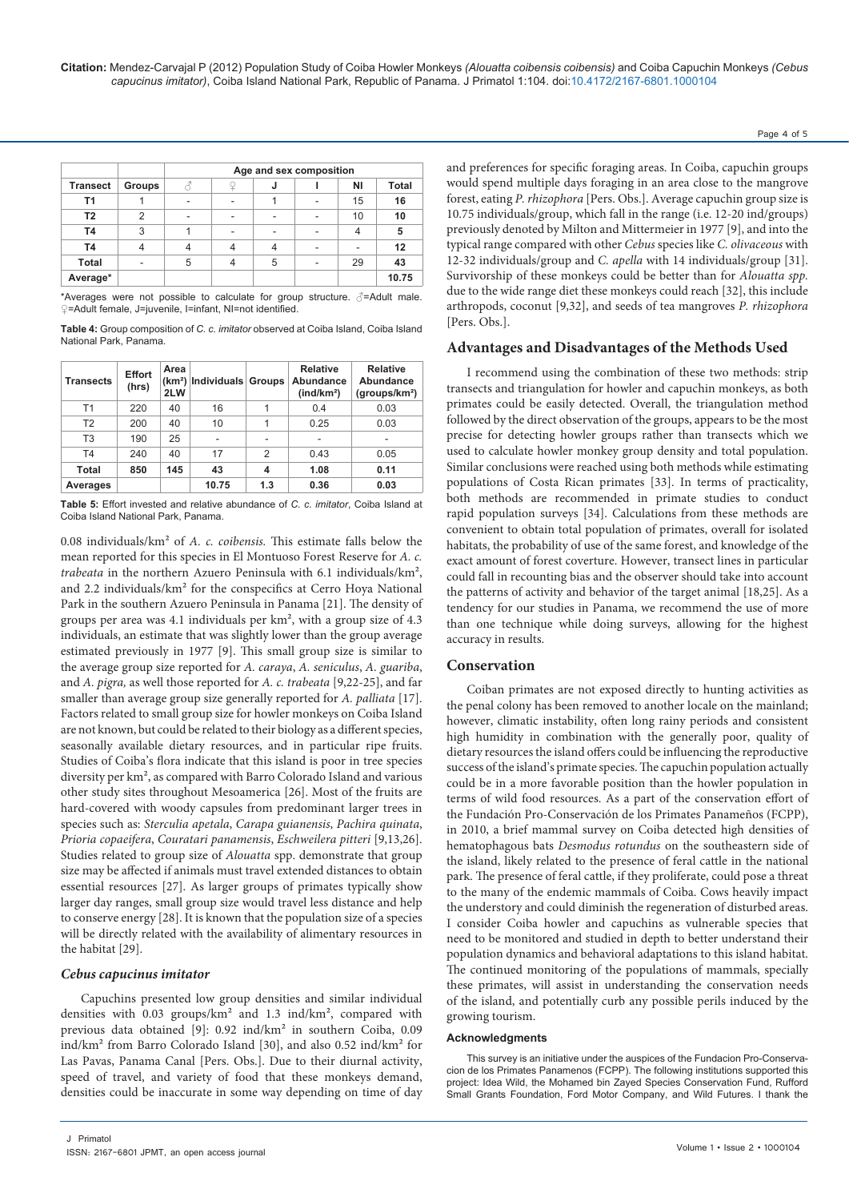|  |  | Age and sex composition |  |  |  |  |  |
| --- | --- | --- | --- | --- | --- | --- | --- |
| Transect | Groups | ♂ | ♀ | J | I | NI | Total |
| T1 | 1 | - | - | 1 | - | 15 | 16 |
| T2 | 2 | - | - | - | - | 10 | 10 |
| T4 | 3 | 1 | - | - | - | 4 | 5 |
| T4 | 4 | 4 | 4 | 4 | - | - | 12 |
| Total | - | 5 | 4 | 5 | - | 29 | 43 |
| Average* |  |  |  |  |  |  | 10.75 |

*Averages were not possible to calculate for group structure. ♂=Adult male. ♀=Adult female, J=juvenile, I=infant, NI=not identified.

**Table 4:** Group composition of *C. c. imitator* observed at Coiba Island, Coiba Island National Park, Panama.

| Transects | Effort (hrs) | Area (km²) 2LW | Individuals | Groups | Relative Abundance (ind/km²) | Relative Abundance (groups/km²) |
| --- | --- | --- | --- | --- | --- | --- |
| T1 | 220 | 40 | 16 | 1 | 0.4 | 0.03 |
| T2 | 200 | 40 | 10 | 1 | 0.25 | 0.03 |
| T3 | 190 | 25 | - | - | - | - |
| T4 | 240 | 40 | 17 | 2 | 0.43 | 0.05 |
| Total | 850 | 145 | 43 | 4 | 1.08 | 0.11 |
| Averages |  |  | 10.75 | 1.3 | 0.36 | 0.03 |

**Table 5:** Effort invested and relative abundance of *C. c. imitator*, Coiba Island at Coiba Island National Park, Panama.

0.08 individuals/km² of *A. c. coibensis.* This estimate falls below the mean reported for this species in El Montuoso Forest Reserve for *A. c. trabeata* in the northern Azuero Peninsula with 6.1 individuals/km², and 2.2 individuals/km² for the conspecifics at Cerro Hoya National Park in the southern Azuero Peninsula in Panama [21]. The density of groups per area was 4.1 individuals per km², with a group size of 4.3 individuals, an estimate that was slightly lower than the group average estimated previously in 1977 [9]. This small group size is similar to the average group size reported for *A. caraya*, *A. seniculus*, *A. guariba*, and *A. pigra,* as well those reported for *A. c. trabeata* [9,22-25], and far smaller than average group size generally reported for *A. palliata* [17]. Factors related to small group size for howler monkeys on Coiba Island are not known, but could be related to their biology as a different species, seasonally available dietary resources, and in particular ripe fruits. Studies of Coiba's flora indicate that this island is poor in tree species diversity per km², as compared with Barro Colorado Island and various other study sites throughout Mesoamerica [26]. Most of the fruits are hard-covered with woody capsules from predominant larger trees in species such as: *Sterculia apetala*, *Carapa guianensis*, *Pachira quinata*, *Prioria copaeifera*, *Couratari panamensis*, *Eschweilera pitteri* [9,13,26]. Studies related to group size of *Alouatta* spp. demonstrate that group size may be affected if animals must travel extended distances to obtain essential resources [27]. As larger groups of primates typically show larger day ranges, small group size would travel less distance and help to conserve energy [28]. It is known that the population size of a species will be directly related with the availability of alimentary resources in the habitat [29].

### *Cebus capucinus imitator*

Capuchins presented low group densities and similar individual densities with 0.03 groups/km² and 1.3 ind/km², compared with previous data obtained [9]: 0.92 ind/km² in southern Coiba, 0.09 ind/km² from Barro Colorado Island [30], and also 0.52 ind/km² for Las Pavas, Panama Canal [Pers. Obs.]. Due to their diurnal activity, speed of travel, and variety of food that these monkeys demand, densities could be inaccurate in some way depending on time of day and preferences for specific foraging areas. In Coiba, capuchin groups would spend multiple days foraging in an area close to the mangrove forest, eating *P. rhizophora* [Pers. Obs.]. Average capuchin group size is 10.75 individuals/group, which fall in the range (i.e. 12-20 ind/groups) previously denoted by Milton and Mittermeier in 1977 [9], and into the typical range compared with other *Cebus* species like *C. olivaceous* with 12-32 individuals/group and *C. apella* with 14 individuals/group [31]. Survivorship of these monkeys could be better than for *Alouatta spp.* due to the wide range diet these monkeys could reach [32], this include arthropods, coconut [9,32], and seeds of tea mangroves *P. rhizophora* [Pers. Obs.].

## Advantages and Disadvantages of the Methods Used

I recommend using the combination of these two methods: strip transects and triangulation for howler and capuchin monkeys, as both primates could be easily detected. Overall, the triangulation method followed by the direct observation of the groups, appears to be the most precise for detecting howler groups rather than transects which we used to calculate howler monkey group density and total population. Similar conclusions were reached using both methods while estimating populations of Costa Rican primates [33]. In terms of practicality, both methods are recommended in primate studies to conduct rapid population surveys [34]. Calculations from these methods are convenient to obtain total population of primates, overall for isolated habitats, the probability of use of the same forest, and knowledge of the exact amount of forest coverture. However, transect lines in particular could fall in recounting bias and the observer should take into account the patterns of activity and behavior of the target animal [18,25]. As a tendency for our studies in Panama, we recommend the use of more than one technique while doing surveys, allowing for the highest accuracy in results.

## Conservation

Coiban primates are not exposed directly to hunting activities as the penal colony has been removed to another locale on the mainland; however, climatic instability, often long rainy periods and consistent high humidity in combination with the generally poor, quality of dietary resources the island offers could be influencing the reproductive success of the island's primate species. The capuchin population actually could be in a more favorable position than the howler population in terms of wild food resources. As a part of the conservation effort of the Fundación Pro-Conservación de los Primates Panameños (FCPP), in 2010, a brief mammal survey on Coiba detected high densities of hematophagous bats *Desmodus rotundus* on the southeastern side of the island, likely related to the presence of feral cattle in the national park. The presence of feral cattle, if they proliferate, could pose a threat to the many of the endemic mammals of Coiba. Cows heavily impact the understory and could diminish the regeneration of disturbed areas. I consider Coiba howler and capuchins as vulnerable species that need to be monitored and studied in depth to better understand their population dynamics and behavioral adaptations to this island habitat. The continued monitoring of the populations of mammals, specially these primates, will assist in understanding the conservation needs of the island, and potentially curb any possible perils induced by the growing tourism.

#### Acknowledgments

This survey is an initiative under the auspices of the Fundacion Pro-Conservacion de los Primates Panamenos (FCPP). The following institutions supported this project: Idea Wild, the Mohamed bin Zayed Species Conservation Fund, Rufford Small Grants Foundation, Ford Motor Company, and Wild Futures. I thank the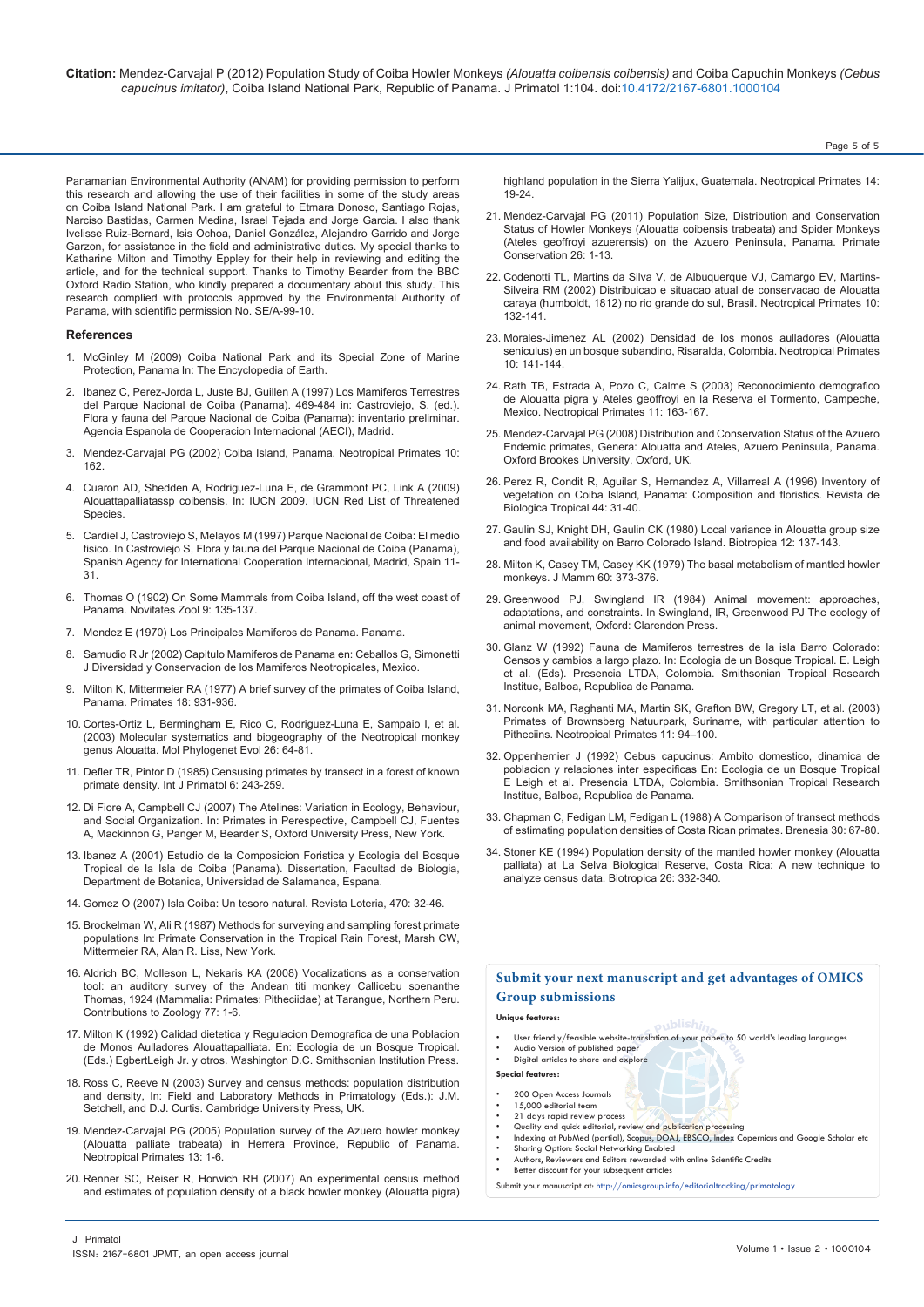Panamanian Environmental Authority (ANAM) for providing permission to perform this research and allowing the use of their facilities in some of the study areas on Coiba Island National Park. I am grateful to Etmara Donoso, Santiago Rojas, Narciso Bastidas, Carmen Medina, Israel Tejada and Jorge Garcia. I also thank Ivelisse Ruiz-Bernard, Isis Ochoa, Daniel González, Alejandro Garrido and Jorge Garzon, for assistance in the field and administrative duties. My special thanks to Katharine Milton and Timothy Eppley for their help in reviewing and editing the article, and for the technical support. Thanks to Timothy Bearder from the BBC Oxford Radio Station, who kindly prepared a documentary about this study. This research complied with protocols approved by the Environmental Authority of Panama, with scientific permission No. SE/A-99-10.

### References

1. McGinley M (2009) Coiba National Park and its Special Zone of Marine Protection, Panama In: The Encyclopedia of Earth.
2. Ibanez C, Perez-Jorda L, Juste BJ, Guillen A (1997) Los Mamiferos Terrestres del Parque Nacional de Coiba (Panama). 469-484 in: Castroviejo, S. (ed.). Flora y fauna del Parque Nacional de Coiba (Panama): inventario preliminar. Agencia Espanola de Cooperacion Internacional (AECI), Madrid.
3. Mendez-Carvajal PG (2002) Coiba Island, Panama. Neotropical Primates 10: 162.
4. Cuaron AD, Shedden A, Rodriguez-Luna E, de Grammont PC, Link A (2009) Alouattapalliatassp coibensis. In: IUCN 2009. IUCN Red List of Threatened Species.
5. Cardiel J, Castroviejo S, Melayos M (1997) Parque Nacional de Coiba: El medio fisico. In Castroviejo S, Flora y fauna del Parque Nacional de Coiba (Panama), Spanish Agency for International Cooperation Internacional, Madrid, Spain 11-31.
6. Thomas O (1902) On Some Mammals from Coiba Island, off the west coast of Panama. Novitates Zool 9: 135-137.
7. Mendez E (1970) Los Principales Mamiferos de Panama. Panama.
8. Samudio R Jr (2002) Capitulo Mamiferos de Panama en: Ceballos G, Simonetti J Diversidad y Conservacion de los Mamiferos Neotropicales, Mexico.
9. Milton K, Mittermeier RA (1977) A brief survey of the primates of Coiba Island, Panama. Primates 18: 931-936.
10. Cortes-Ortiz L, Bermingham E, Rico C, Rodriguez-Luna E, Sampaio I, et al. (2003) Molecular systematics and biogeography of the Neotropical monkey genus Alouatta. Mol Phylogenet Evol 26: 64-81.
11. Defler TR, Pintor D (1985) Censusing primates by transect in a forest of known primate density. Int J Primatol 6: 243-259.
12. Di Fiore A, Campbell CJ (2007) The Atelines: Variation in Ecology, Behaviour, and Social Organization. In: Primates in Perespective, Campbell CJ, Fuentes A, Mackinnon G, Panger M, Bearder S, Oxford University Press, New York.
13. Ibanez A (2001) Estudio de la Composicion Floristica y Ecologia del Bosque Tropical de la Isla de Coiba (Panama). Dissertation, Facultad de Biologia, Department de Botanica, Universidad de Salamanca, Espana.
14. Gomez O (2007) Isla Coiba: Un tesoro natural. Revista Loteria, 470: 32-46.
15. Brockelman W, Ali R (1987) Methods for surveying and sampling forest primate populations In: Primate Conservation in the Tropical Rain Forest, Marsh CW, Mittermeier RA, Alan R. Liss, New York.
16. Aldrich BC, Molleson L, Nekaris KA (2008) Vocalizations as a conservation tool: an auditory survey of the Andean titi monkey Callicebu soenanthe Thomas, 1924 (Mammalia: Primates: Pitheciidae) at Tarangue, Northern Peru. Contributions to Zoology 77: 1-6.
17. Milton K (1992) Calidad dietetica y Regulacion Demografica de una Poblacion de Monos Aulladores Alouattapalliata. En: Ecologia de un Bosque Tropical. (Eds.) EgbertLeigh Jr. y otros. Washington D.C. Smithsonian Institution Press.
18. Ross C, Reeve N (2003) Survey and census methods: population distribution and density, In: Field and Laboratory Methods in Primatology (Eds.): J.M. Setchell, and D.J. Curtis. Cambridge University Press, UK.
19. Mendez-Carvajal PG (2005) Population survey of the Azuero howler monkey (Alouatta palliate trabeata) in Herrera Province, Republic of Panama. Neotropical Primates 13: 1-6.
20. Renner SC, Reiser R, Horwich RH (2007) An experimental census method and estimates of population density of a black howler monkey (Alouatta pigra) highland population in the Sierra Yalijux, Guatemala. Neotropical Primates 14: 19-24.
21. Mendez-Carvajal PG (2011) Population Size, Distribution and Conservation Status of Howler Monkeys (Alouatta coibensis trabeata) and Spider Monkeys (Ateles geoffroyi azuerensis) on the Azuero Peninsula, Panama. Primate Conservation 26: 1-13.
22. Codenotti TL, Martins da Silva V, de Albuquerque VJ, Camargo EV, Martins-Silveira RM (2002) Distribuicao e situacao atual de conservacao de Alouatta caraya (humboldt, 1812) no rio grande do sul, Brasil. Neotropical Primates 10: 132-141.
23. Morales-Jimenez AL (2002) Densidad de los monos aulladores (Alouatta seniculus) en un bosque subandino, Risaralda, Colombia. Neotropical Primates 10: 141-144.
24. Rath TB, Estrada A, Pozo C, Calme S (2003) Reconocimiento demografico de Alouatta pigra y Ateles geoffroyi en la Reserva el Tormento, Campeche, Mexico. Neotropical Primates 11: 163-167.
25. Mendez-Carvajal PG (2008) Distribution and Conservation Status of the Azuero Endemic primates, Genera: Alouatta and Ateles, Azuero Peninsula, Panama. Oxford Brookes University, Oxford, UK.
26. Perez R, Condit R, Aguilar S, Hernandez A, Villarreal A (1996) Inventory of vegetation on Coiba Island, Panama: Composition and floristics. Revista de Biologica Tropical 44: 31-40.
27. Gaulin SJ, Knight DH, Gaulin CK (1980) Local variance in Alouatta group size and food availability on Barro Colorado Island. Biotropica 12: 137-143.
28. Milton K, Casey TM, Casey KK (1979) The basal metabolism of mantled howler monkeys. J Mamm 60: 373-376.
29. Greenwood PJ, Swingland IR (1984) Animal movement: approaches, adaptations, and constraints. In Swingland, IR, Greenwood PJ The ecology of animal movement, Oxford: Clarendon Press.
30. Glanz W (1992) Fauna de Mamiferos terrestres de la isla Barro Colorado: Censos y cambios a largo plazo. In: Ecologia de un Bosque Tropical. E. Leigh et al. (Eds). Presencia LTDA, Colombia. Smithsonian Tropical Research Institue, Balboa, Republica de Panama.
31. Norconk MA, Raghanti MA, Martin SK, Grafton BW, Gregory LT, et al. (2003) Primates of Brownsberg Natuurpark, Suriname, with particular attention to Pitheciins. Neotropical Primates 11: 94–100.
32. Oppenhemier J (1992) Cebus capucinus: Ambito domestico, dinamica de poblacion y relaciones inter especificas En: Ecologia de un Bosque Tropical E Leigh et al. Presencia LTDA, Colombia. Smithsonian Tropical Research Institue, Balboa, Republica de Panama.
33. Chapman C, Fedigan LM, Fedigan L (1988) A Comparison of transect methods of estimating population densities of Costa Rican primates. Brenesia 30: 67-80.
34. Stoner KE (1994) Population density of the mantled howler monkey (Alouatta palliata) at La Selva Biological Reserve, Costa Rica: A new technique to analyze census data. Biotropica 26: 332-340.

**Submit your next manuscript and get advantages of OMICS Group submissions**

**Unique features:**

- User friendly/feasible website-translation of your paper to 50 world's leading languages
- Audio Version of published paper
- Digital articles to share and explore

**Special features:**

- 200 Open Access Journals
- 15,000 editorial team
- 21 days rapid review process
- Quality and quick editorial, review and publication processing
- Indexing at PubMed (partial), Scopus, DOAJ, EBSCO, Index Copernicus and Google Scholar etc
- Sharing Option: Social Networking Enabled
- Authors, Reviewers and Editors rewarded with online Scientific Credits
- Better discount for your subsequent articles

Submit your manuscript at: http://omicsgroup.info/editorialtracking/primatology